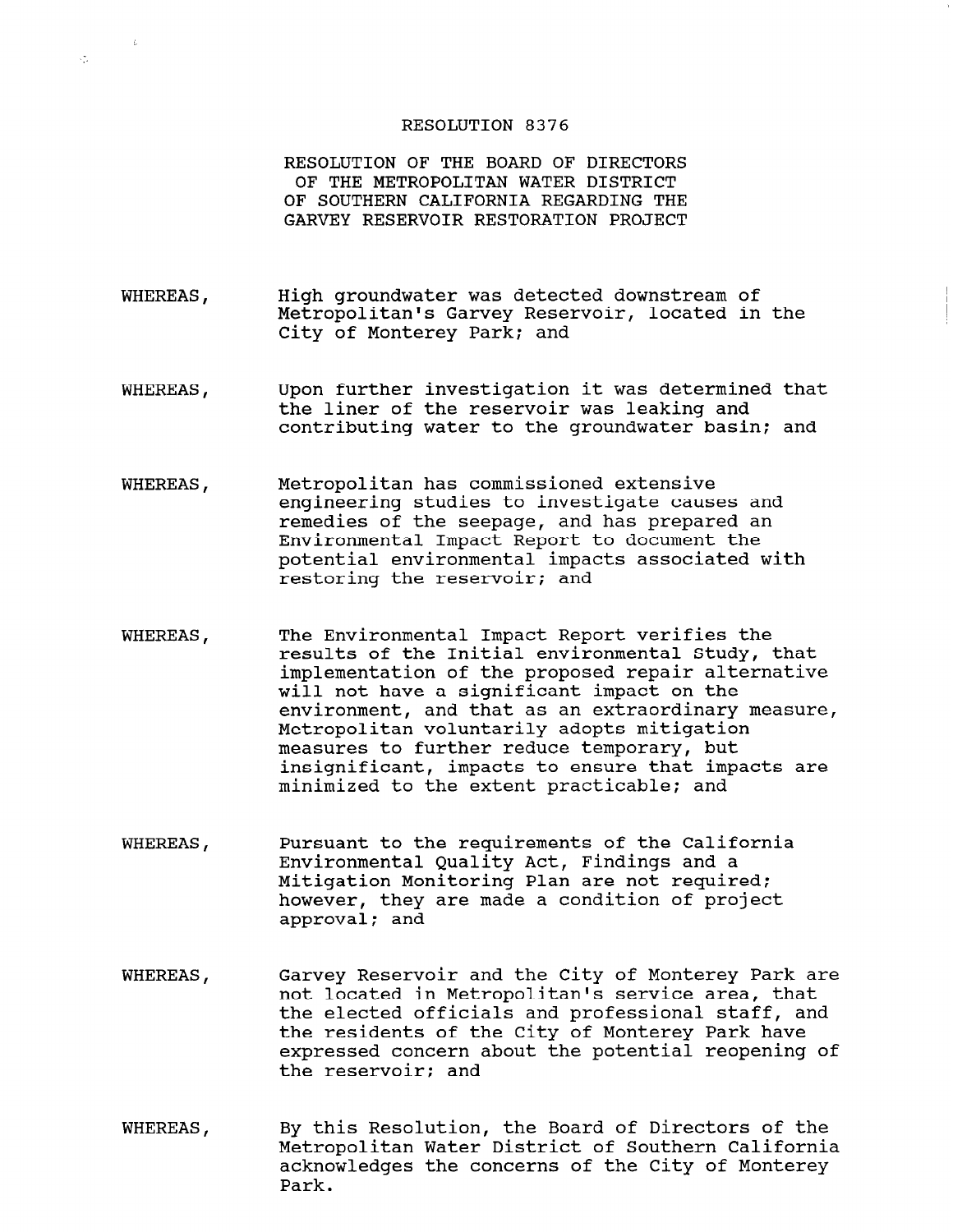# RESOLUTION 8376

## RESOLUTION OF THE BOARD OF DIRECTORS OF THE METROPOLITAN WATER DISTRICT OF SOUTHERN CALIFORNIA REGARDING THE GARVEY RESERVOIR RESTORATION PROJECT

WHEREAS, High groundwater was detected downstream of Metropolitan's Garvey Reservoir, located in the City of Monterey Park; and

WHEREAS, Upon further investigation it was determined that the liner of the reservoir was leaking and contributing water to the groundwater basin; and

WHEREAS, Metropolitan has commissioned extensive engineering studies to investigate causes and remedies of the seepage, and has prepared an Environmental Impact Report to document the potential environmental impacts associated with restoring the reservoir; and

WHEREAS, The Environmental Impact Report verifies the results of the Initial environmental Study, that implementation of the proposed repair alternative will not have a significant impact on the environment, and that as an extraordinary measure, Metropolitan voluntarily adopts mitigation measures to further reduce temporary, but insignificant, impacts to ensure that impacts are minimized to the extent practicable; and

WHEREAS, Pursuant to the requirements of the California Environmental Quality Act, Findings and a Mitigation Monitoring Plan are not required; however, they are made a condition of project approval; and

WHEREAS, Garvey Reservoir and the City of Monterey Park are not located in Metropolitan's service area, that the elected officials and professional staff, and the residents of the City of Monterey Park have expressed concern about the potential reopening of the reservoir; and

WHEREAS, By this Resolution, the Board of Directors of the Metropolitan Water District of Southern California acknowledges the concerns of the City of Monterey Park.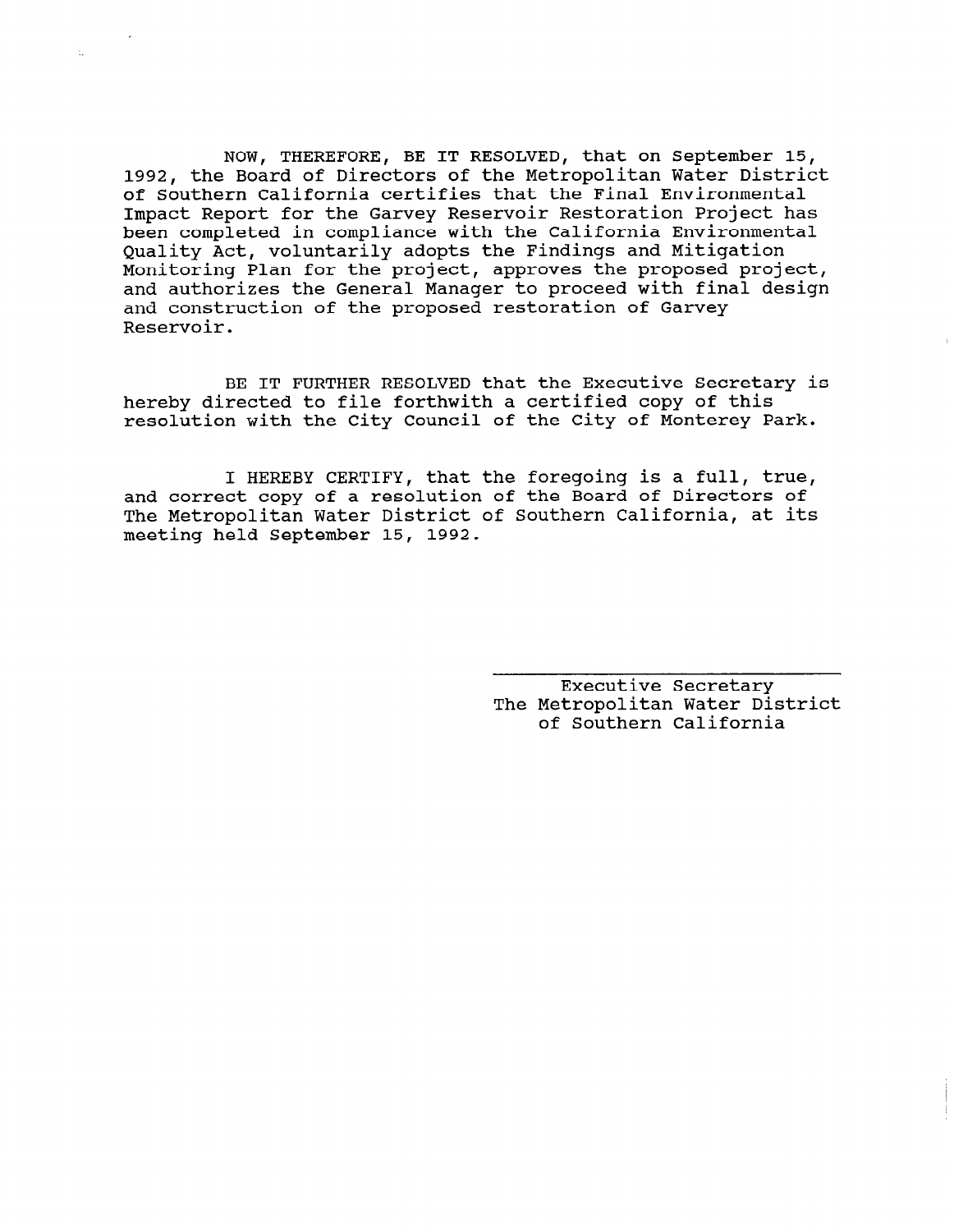NOW, THEREFORE, BE IT RESOLVED, that on September 15, 1992, the Board of Directors of the Metropolitan Water District of Southern California certifies that the Final Environmental Impact Report for the Garvey Reservoir Restoration Project has been completed in compliance with the California Environmental Quality Act, voluntarily adopts the Findings and Mitigation Monitoring Plan for the project, approves the proposed project, and authorizes the General Manager to proceed with final design and construction of the proposed restoration of Garvey Reservoir.

BE IT FURTHER RESOLVED that the Executive Secretary is hereby directed to file forthwith a certified copy of this resolution with the City Council of the City of Monterey Park.

I HEREBY CERTIFY, that the foregoing is a full, true, and correct copy of a resolution of the Board of Directors of The Metropolitan Water District of Southern California, at its meeting held September 15, 1992.

Executive Secretary
The Metropolitan Water District
of Southern California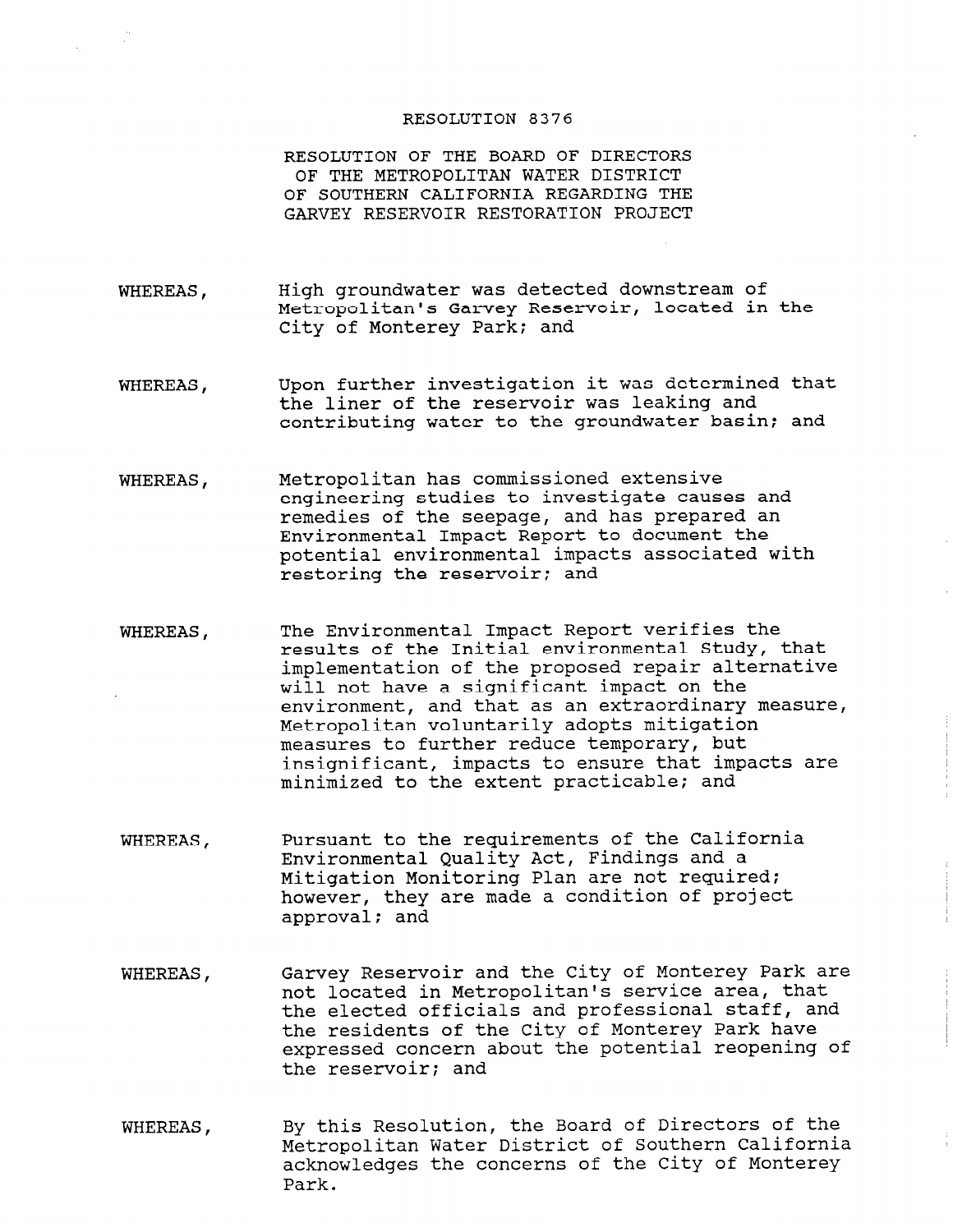RESOLUTION 8376

RESOLUTION OF THE BOARD OF DIRECTORS OF THE METROPOLITAN WATER DISTRICT OF SOUTHERN CALIFORNIA REGARDING THE GARVEY RESERVOIR RESTORATION PROJECT

WHEREAS, High groundwater was detected downstream of Metropolitan's Garvey Reservoir, located in the City of Monterey Park; and

WHEREAS, Upon further investigation it was determined that the liner of the reservoir was leaking and contributing water to the groundwater basin; and

WHEREAS, Metropolitan has commissioned extensive engineering studies to investigate causes and remedies of the seepage, and has prepared an Environmental Impact Report to document the potential environmental impacts associated with restoring the reservoir; and

WHEREAS, The Environmental Impact Report verifies the results of the Initial environmental Study, that implementation of the proposed repair alternative will not have a significant impact on the environment, and that as an extraordinary measure, Metropolitan voluntarily adopts mitigation measures to further reduce temporary, but insignificant, impacts to ensure that impacts are minimized to the extent practicable; and

WHEREAS, Pursuant to the requirements of the California Environmental Quality Act, Findings and a Mitigation Monitoring Plan are not required; however, they are made a condition of project approval; and

WHEREAS, Garvey Reservoir and the City of Monterey Park are located in Metropolitan's service area, that the elected officials and professional staff, and the residents of the City of Monterey Park have expressed concern about the potential reopening of the reservoir; and

WHEREAS, By this Resolution, the Board of Directors of the Metropolitan Water District of Southern California acknowledges the concerns of the City of Monterey Park.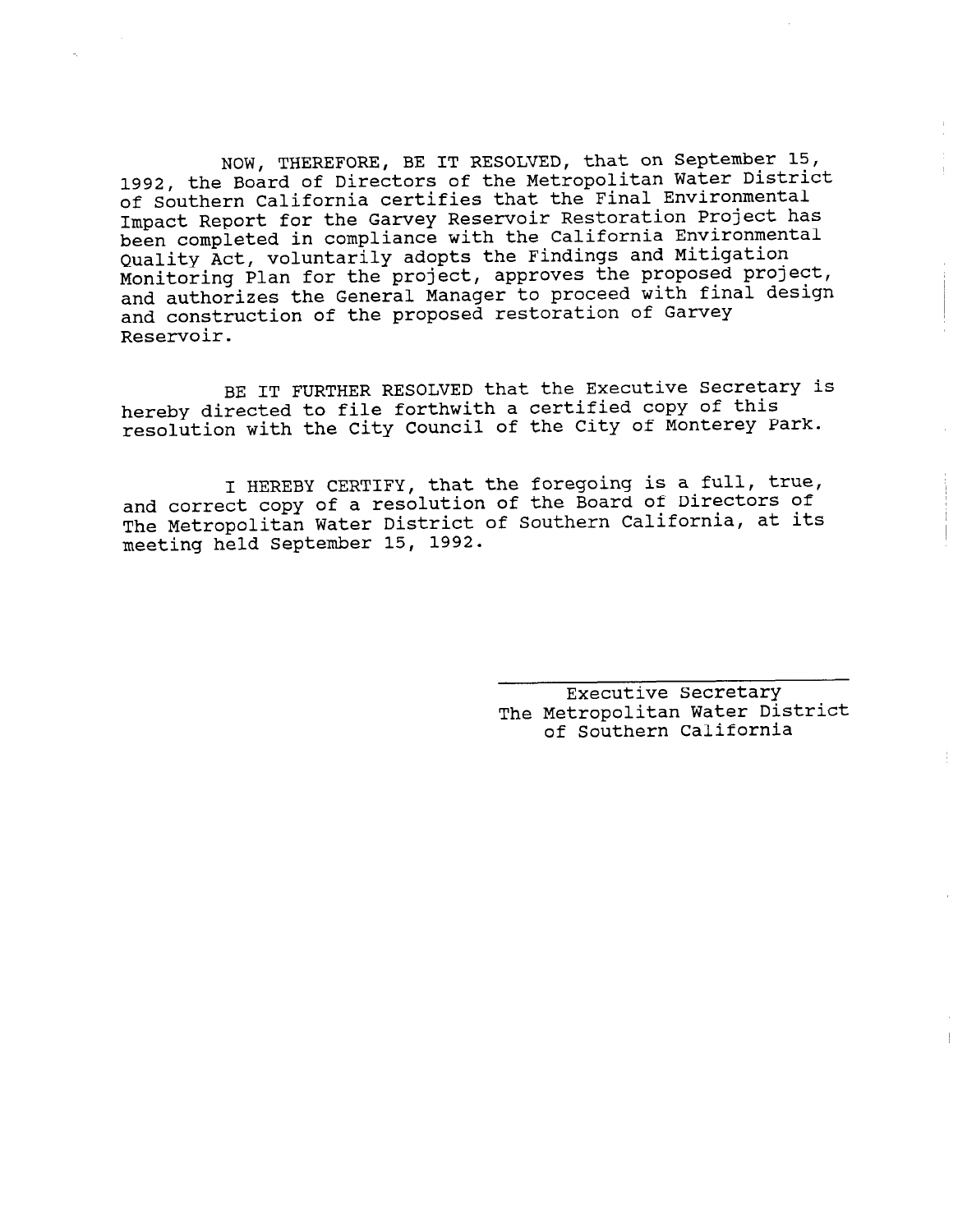NOW, THEREFORE, BE IT RESOLVED, that on September 15, 1992, the Board of Directors of the Metropolitan Water District of Southern California certifies that the Final Environmental Impact Report for the Garvey Reservoir Restoration Project has been completed in compliance with the California Environmental Quality Act, voluntarily adopts the Findings and Mitigation Monitoring Plan for the project, approves the proposed project, and authorizes the General Manager to proceed with final design and construction of the proposed restoration of Garvey Reservoir.

BE IT FURTHER RESOLVED that the Executive Secretary is hereby directed to file forthwith a certified copy of this resolution with the City Council of the City of Monterey Park.

I HEREBY CERTIFY, that the foregoing is a full, true, and correct copy of a resolution of the Board of Directors of The Metropolitan Water District of Southern California, at its meeting held September 15, 1992.

Executive Secretary
The Metropolitan Water District
of Southern California